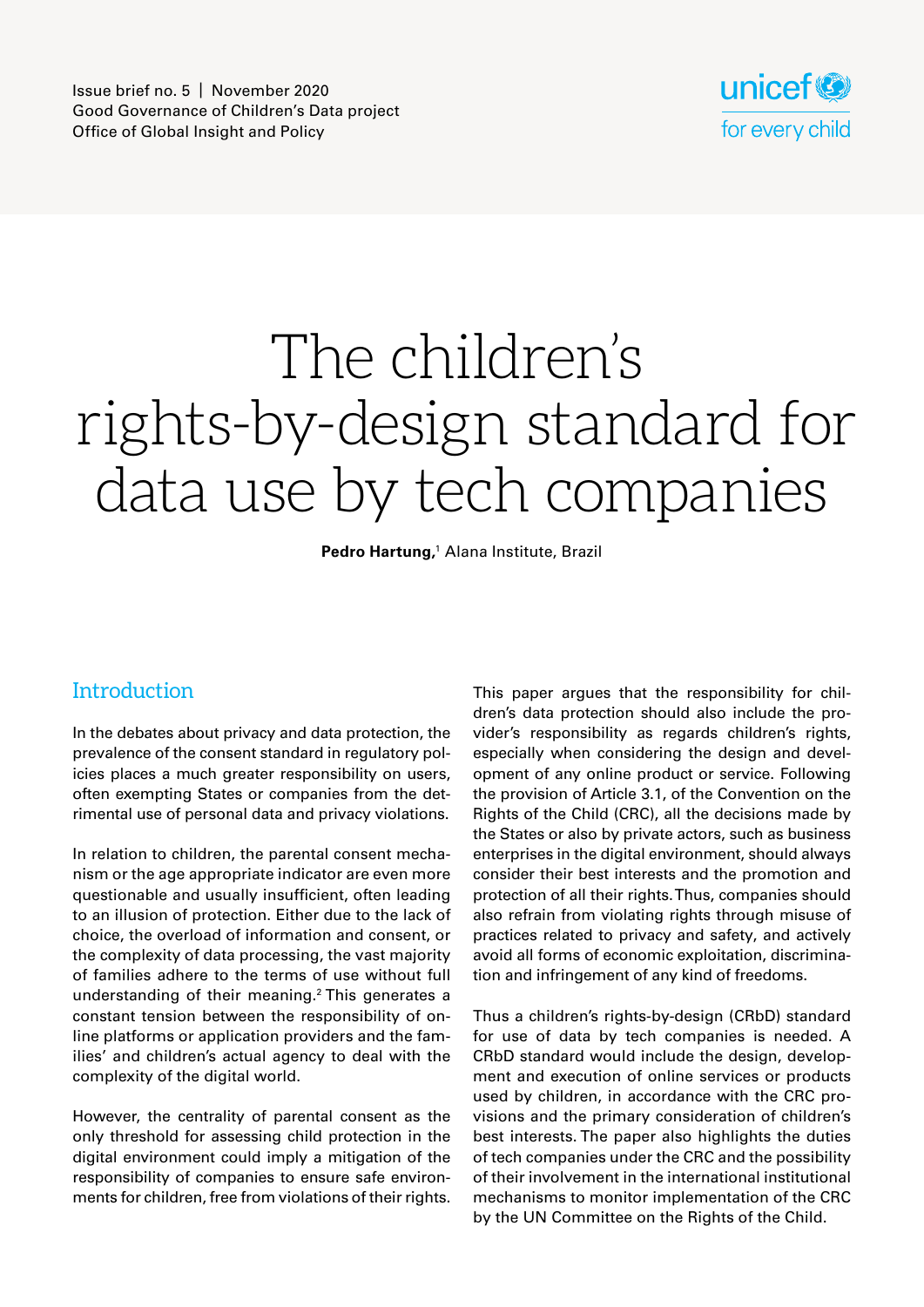Issue brief no. 5 | November 2020
Good Governance of Children's Data project
Office of Global Insight and Policy

unicef for every child

# The children's rights-by-design standard for data use by tech companies

**Pedro Hartung,**[1] Alana Institute, Brazil

## Introduction

In the debates about privacy and data protection, the prevalence of the consent standard in regulatory policies places a much greater responsibility on users, often exempting States or companies from the detrimental use of personal data and privacy violations.

In relation to children, the parental consent mechanism or the age appropriate indicator are even more questionable and usually insufficient, often leading to an illusion of protection. Either due to the lack of choice, the overload of information and consent, or the complexity of data processing, the vast majority of families adhere to the terms of use without full understanding of their meaning.[2] This generates a constant tension between the responsibility of online platforms or application providers and the families' and children's actual agency to deal with the complexity of the digital world.

However, the centrality of parental consent as the only threshold for assessing child protection in the digital environment could imply a mitigation of the responsibility of companies to ensure safe environments for children, free from violations of their rights.

This paper argues that the responsibility for children's data protection should also include the provider's responsibility as regards children's rights, especially when considering the design and development of any online product or service. Following the provision of Article 3.1, of the Convention on the Rights of the Child (CRC), all the decisions made by the States or also by private actors, such as business enterprises in the digital environment, should always consider their best interests and the promotion and protection of all their rights. Thus, companies should also refrain from violating rights through misuse of practices related to privacy and safety, and actively avoid all forms of economic exploitation, discrimination and infringement of any kind of freedoms.

Thus a children's rights-by-design (CRbD) standard for use of data by tech companies is needed. A CRbD standard would include the design, development and execution of online services or products used by children, in accordance with the CRC provisions and the primary consideration of children's best interests. The paper also highlights the duties of tech companies under the CRC and the possibility of their involvement in the international institutional mechanisms to monitor implementation of the CRC by the UN Committee on the Rights of the Child.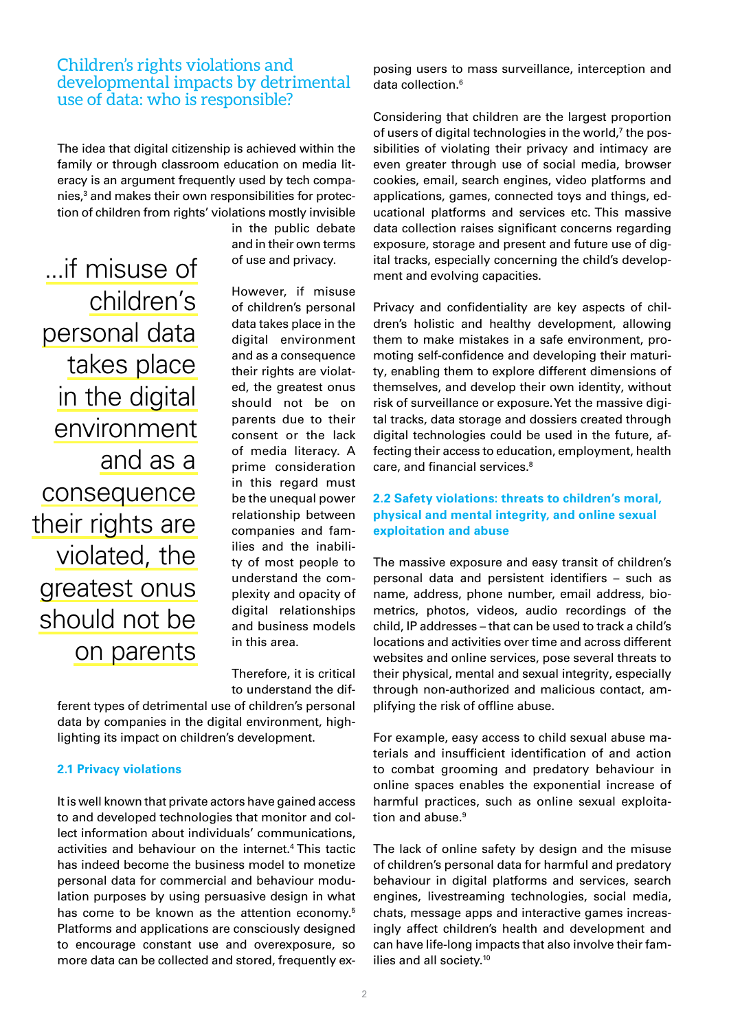## Children's rights violations and developmental impacts by detrimental use of data: who is responsible?

The idea that digital citizenship is achieved within the family or through classroom education on media literacy is an argument frequently used by tech companies,[3] and makes their own responsibilities for protection of children from rights' violations mostly invisible in the public debate and in their own terms of use and privacy.

> ...if misuse of children's personal data takes place in the digital environment and as a consequence their rights are violated, the greatest onus should not be on parents

However, if misuse of children's personal data takes place in the digital environment and as a consequence their rights are violated, the greatest onus should not be on parents due to their consent or the lack of media literacy. A prime consideration in this regard must be the unequal power relationship between companies and families and the inability of most people to understand the complexity and opacity of digital relationships and business models in this area.

Therefore, it is critical to understand the different types of detrimental use of children's personal data by companies in the digital environment, highlighting its impact on children's development.

### 2.1 Privacy violations

It is well known that private actors have gained access to and developed technologies that monitor and collect information about individuals' communications, activities and behaviour on the internet.[4] This tactic has indeed become the business model to monetize personal data for commercial and behaviour modulation purposes by using persuasive design in what has come to be known as the attention economy.[5] Platforms and applications are consciously designed to encourage constant use and overexposure, so more data can be collected and stored, frequently exposing users to mass surveillance, interception and data collection.[6]

Considering that children are the largest proportion of users of digital technologies in the world,[7] the possibilities of violating their privacy and intimacy are even greater through use of social media, browser cookies, email, search engines, video platforms and applications, games, connected toys and things, educational platforms and services etc. This massive data collection raises significant concerns regarding exposure, storage and present and future use of digital tracks, especially concerning the child's development and evolving capacities.

Privacy and confidentiality are key aspects of children's holistic and healthy development, allowing them to make mistakes in a safe environment, promoting self-confidence and developing their maturity, enabling them to explore different dimensions of themselves, and develop their own identity, without risk of surveillance or exposure. Yet the massive digital tracks, data storage and dossiers created through digital technologies could be used in the future, affecting their access to education, employment, health care, and financial services.[8]

### 2.2 Safety violations: threats to children's moral, physical and mental integrity, and online sexual exploitation and abuse

The massive exposure and easy transit of children's personal data and persistent identifiers – such as name, address, phone number, email address, biometrics, photos, videos, audio recordings of the child, IP addresses – that can be used to track a child's locations and activities over time and across different websites and online services, pose several threats to their physical, mental and sexual integrity, especially through non-authorized and malicious contact, amplifying the risk of offline abuse.

For example, easy access to child sexual abuse materials and insufficient identification of and action to combat grooming and predatory behaviour in online spaces enables the exponential increase of harmful practices, such as online sexual exploitation and abuse.[9]

The lack of online safety by design and the misuse of children's personal data for harmful and predatory behaviour in digital platforms and services, search engines, livestreaming technologies, social media, chats, message apps and interactive games increasingly affect children's health and development and can have life-long impacts that also involve their families and all society.[10]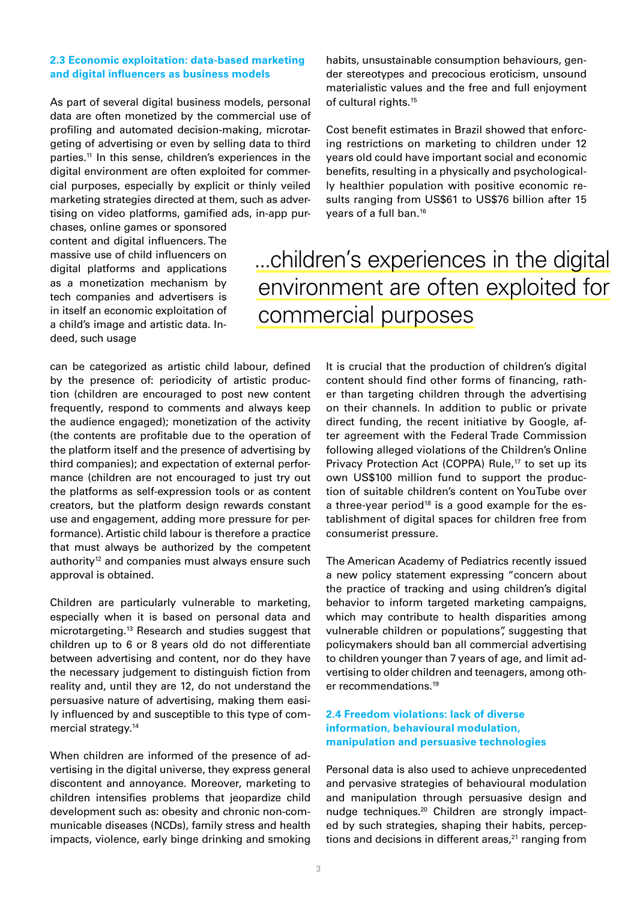### 2.3 Economic exploitation: data-based marketing and digital influencers as business models

As part of several digital business models, personal data are often monetized by the commercial use of profiling and automated decision-making, microtargeting of advertising or even by selling data to third parties.[11] In this sense, children's experiences in the digital environment are often exploited for commercial purposes, especially by explicit or thinly veiled marketing strategies directed at them, such as advertising on video platforms, gamified ads, in-app purchases, online games or sponsored content and digital influencers. The massive use of child influencers on digital platforms and applications as a monetization mechanism by tech companies and advertisers is in itself an economic exploitation of a child's image and artistic data. Indeed, such usage can be categorized as artistic child labour, defined by the presence of: periodicity of artistic production (children are encouraged to post new content frequently, respond to comments and always keep the audience engaged); monetization of the activity (the contents are profitable due to the operation of the platform itself and the presence of advertising by third companies); and expectation of external performance (children are not encouraged to just try out the platforms as self-expression tools or as content creators, but the platform design rewards constant use and engagement, adding more pressure for performance). Artistic child labour is therefore a practice that must always be authorized by the competent authority[12] and companies must always ensure such approval is obtained.

> ...children's experiences in the digital environment are often exploited for commercial purposes

Children are particularly vulnerable to marketing, especially when it is based on personal data and microtargeting.[13] Research and studies suggest that children up to 6 or 8 years old do not differentiate between advertising and content, nor do they have the necessary judgement to distinguish fiction from reality and, until they are 12, do not understand the persuasive nature of advertising, making them easily influenced by and susceptible to this type of commercial strategy.[14]

When children are informed of the presence of advertising in the digital universe, they express general discontent and annoyance. Moreover, marketing to children intensifies problems that jeopardize child development such as: obesity and chronic non-communicable diseases (NCDs), family stress and health impacts, violence, early binge drinking and smoking habits, unsustainable consumption behaviours, gender stereotypes and precocious eroticism, unsound materialistic values and the free and full enjoyment of cultural rights.[15]

Cost benefit estimates in Brazil showed that enforcing restrictions on marketing to children under 12 years old could have important social and economic benefits, resulting in a physically and psychologically healthier population with positive economic results ranging from US$61 to US$76 billion after 15 years of a full ban.[16]

It is crucial that the production of children's digital content should find other forms of financing, rather than targeting children through the advertising on their channels. In addition to public or private direct funding, the recent initiative by Google, after agreement with the Federal Trade Commission following alleged violations of the Children's Online Privacy Protection Act (COPPA) Rule,[17] to set up its own US$100 million fund to support the production of suitable children's content on YouTube over a three-year period[18] is a good example for the establishment of digital spaces for children free from consumerist pressure.

The American Academy of Pediatrics recently issued a new policy statement expressing "concern about the practice of tracking and using children's digital behavior to inform targeted marketing campaigns, which may contribute to health disparities among vulnerable children or populations", suggesting that policymakers should ban all commercial advertising to children younger than 7 years of age, and limit advertising to older children and teenagers, among other recommendations.[19]

### 2.4 Freedom violations: lack of diverse information, behavioural modulation, manipulation and persuasive technologies

Personal data is also used to achieve unprecedented and pervasive strategies of behavioural modulation and manipulation through persuasive design and nudge techniques.[20] Children are strongly impacted by such strategies, shaping their habits, perceptions and decisions in different areas,[21] ranging from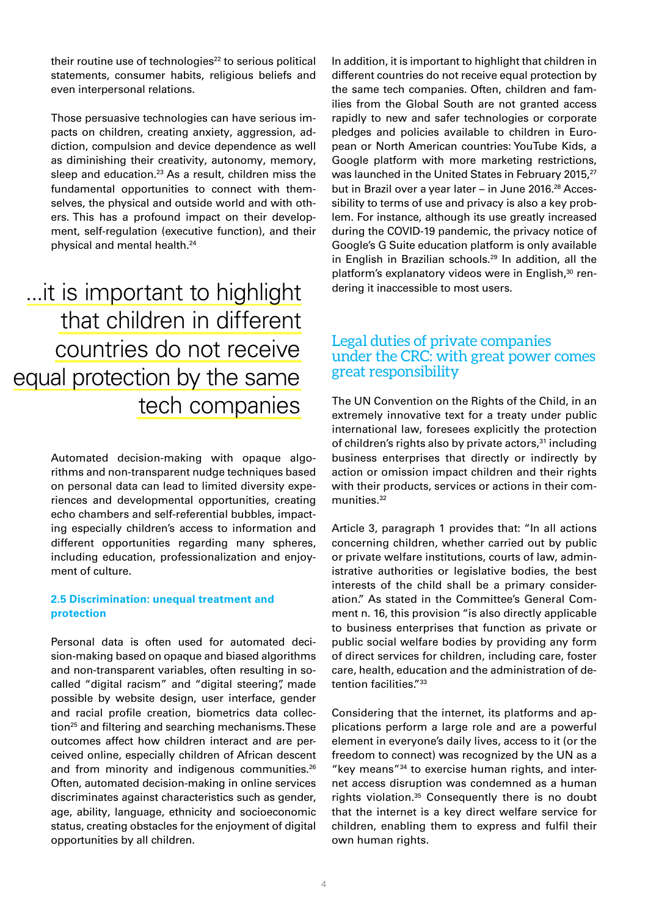their routine use of technologies[22] to serious political statements, consumer habits, religious beliefs and even interpersonal relations.

Those persuasive technologies can have serious impacts on children, creating anxiety, aggression, addiction, compulsion and device dependence as well as diminishing their creativity, autonomy, memory, sleep and education.[23] As a result, children miss the fundamental opportunities to connect with themselves, the physical and outside world and with others. This has a profound impact on their development, self-regulation (executive function), and their physical and mental health.[24]

> ...it is important to highlight that children in different countries do not receive equal protection by the same tech companies

Automated decision-making with opaque algorithms and non-transparent nudge techniques based on personal data can lead to limited diversity experiences and developmental opportunities, creating echo chambers and self-referential bubbles, impacting especially children's access to information and different opportunities regarding many spheres, including education, professionalization and enjoyment of culture.

### 2.5 Discrimination: unequal treatment and protection

Personal data is often used for automated decision-making based on opaque and biased algorithms and non-transparent variables, often resulting in so-called "digital racism" and "digital steering", made possible by website design, user interface, gender and racial profile creation, biometrics data collection[25] and filtering and searching mechanisms. These outcomes affect how children interact and are perceived online, especially children of African descent and from minority and indigenous communities.[26] Often, automated decision-making in online services discriminates against characteristics such as gender, age, ability, language, ethnicity and socioeconomic status, creating obstacles for the enjoyment of digital opportunities by all children.

In addition, it is important to highlight that children in different countries do not receive equal protection by the same tech companies. Often, children and families from the Global South are not granted access rapidly to new and safer technologies or corporate pledges and policies available to children in European or North American countries: YouTube Kids, a Google platform with more marketing restrictions, was launched in the United States in February 2015,[27] but in Brazil over a year later – in June 2016.[28] Accessibility to terms of use and privacy is also a key problem. For instance, although its use greatly increased during the COVID-19 pandemic, the privacy notice of Google's G Suite education platform is only available in English in Brazilian schools.[29] In addition, all the platform's explanatory videos were in English,[30] rendering it inaccessible to most users.

## Legal duties of private companies under the CRC: with great power comes great responsibility

The UN Convention on the Rights of the Child, in an extremely innovative text for a treaty under public international law, foresees explicitly the protection of children's rights also by private actors,[31] including business enterprises that directly or indirectly by action or omission impact children and their rights with their products, services or actions in their communities.[32]

Article 3, paragraph 1 provides that: "In all actions concerning children, whether carried out by public or private welfare institutions, courts of law, administrative authorities or legislative bodies, the best interests of the child shall be a primary consideration." As stated in the Committee's General Comment n. 16, this provision "is also directly applicable to business enterprises that function as private or public social welfare bodies by providing any form of direct services for children, including care, foster care, health, education and the administration of detention facilities."[33]

Considering that the internet, its platforms and applications perform a large role and are a powerful element in everyone's daily lives, access to it (or the freedom to connect) was recognized by the UN as a "key means"[34] to exercise human rights, and internet access disruption was condemned as a human rights violation.[35] Consequently there is no doubt that the internet is a key direct welfare service for children, enabling them to express and fulfil their own human rights.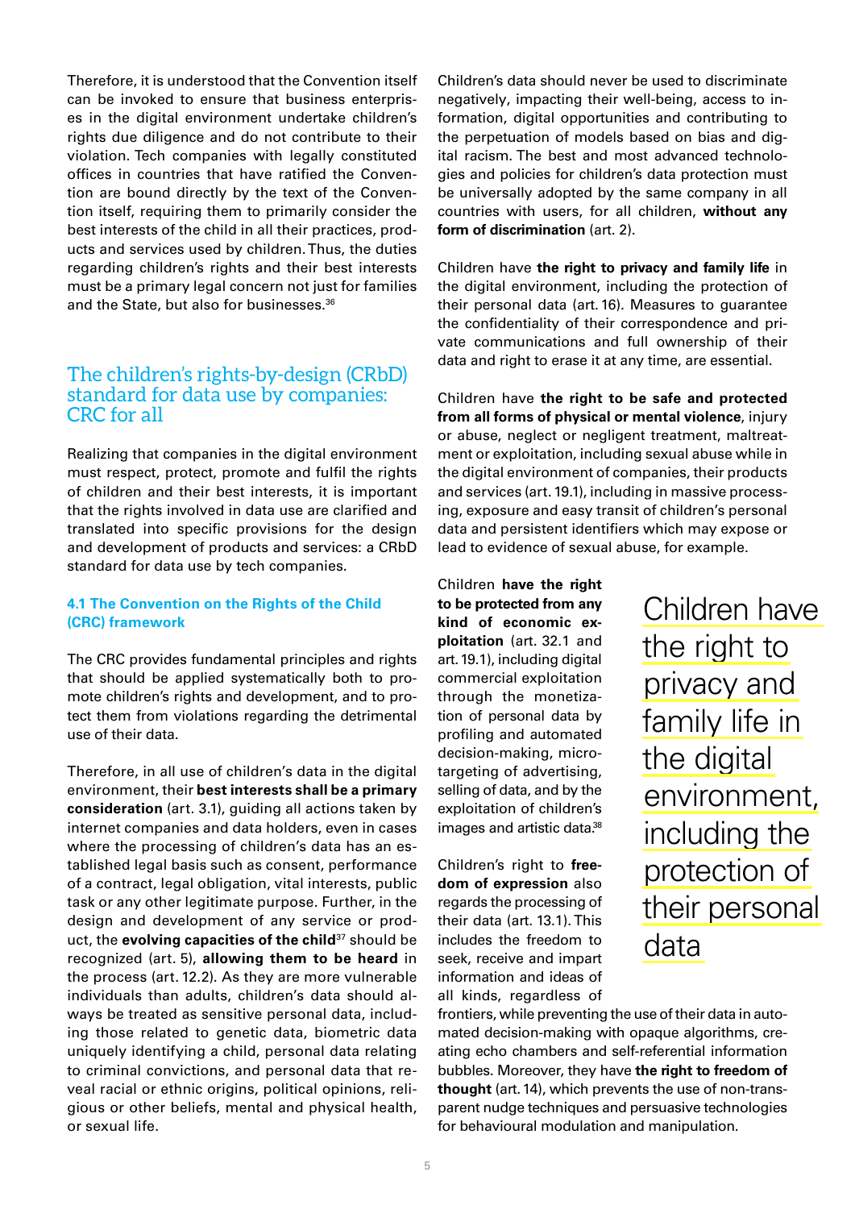Therefore, it is understood that the Convention itself can be invoked to ensure that business enterprises in the digital environment undertake children's rights due diligence and do not contribute to their violation. Tech companies with legally constituted offices in countries that have ratified the Convention are bound directly by the text of the Convention itself, requiring them to primarily consider the best interests of the child in all their practices, products and services used by children. Thus, the duties regarding children's rights and their best interests must be a primary legal concern not just for families and the State, but also for businesses.[36]

## The children's rights-by-design (CRbD) standard for data use by companies: CRC for all

Realizing that companies in the digital environment must respect, protect, promote and fulfil the rights of children and their best interests, it is important that the rights involved in data use are clarified and translated into specific provisions for the design and development of products and services: a CRbD standard for data use by tech companies.

### 4.1 The Convention on the Rights of the Child (CRC) framework

The CRC provides fundamental principles and rights that should be applied systematically both to promote children's rights and development, and to protect them from violations regarding the detrimental use of their data.

Therefore, in all use of children's data in the digital environment, their **best interests shall be a primary consideration** (art. 3.1), guiding all actions taken by internet companies and data holders, even in cases where the processing of children's data has an established legal basis such as consent, performance of a contract, legal obligation, vital interests, public task or any other legitimate purpose. Further, in the design and development of any service or product, the **evolving capacities of the child**[37] should be recognized (art. 5), **allowing them to be heard** in the process (art. 12.2). As they are more vulnerable individuals than adults, children's data should always be treated as sensitive personal data, including those related to genetic data, biometric data uniquely identifying a child, personal data relating to criminal convictions, and personal data that reveal racial or ethnic origins, political opinions, religious or other beliefs, mental and physical health, or sexual life.

Children's data should never be used to discriminate negatively, impacting their well-being, access to information, digital opportunities and contributing to the perpetuation of models based on bias and digital racism. The best and most advanced technologies and policies for children's data protection must be universally adopted by the same company in all countries with users, for all children, **without any form of discrimination** (art. 2).

Children have **the right to privacy and family life** in the digital environment, including the protection of their personal data (art. 16). Measures to guarantee the confidentiality of their correspondence and private communications and full ownership of their data and right to erase it at any time, are essential.

Children have **the right to be safe and protected from all forms of physical or mental violence**, injury or abuse, neglect or negligent treatment, maltreatment or exploitation, including sexual abuse while in the digital environment of companies, their products and services (art. 19.1), including in massive processing, exposure and easy transit of children's personal data and persistent identifiers which may expose or lead to evidence of sexual abuse, for example.

Children **have the right to be protected from any kind of economic exploitation** (art. 32.1 and art. 19.1), including digital commercial exploitation through the monetization of personal data by profiling and automated decision-making, microtargeting of advertising, selling of data, and by the exploitation of children's images and artistic data.[38]

> Children have the right to privacy and family life in the digital environment, including the protection of their personal data

Children's right to **freedom of expression** also regards the processing of their data (art. 13.1). This includes the freedom to seek, receive and impart information and ideas of all kinds, regardless of frontiers, while preventing the use of their data in automated decision-making with opaque algorithms, creating echo chambers and self-referential information bubbles. Moreover, they have **the right to freedom of thought** (art. 14), which prevents the use of non-transparent nudge techniques and persuasive technologies for behavioural modulation and manipulation.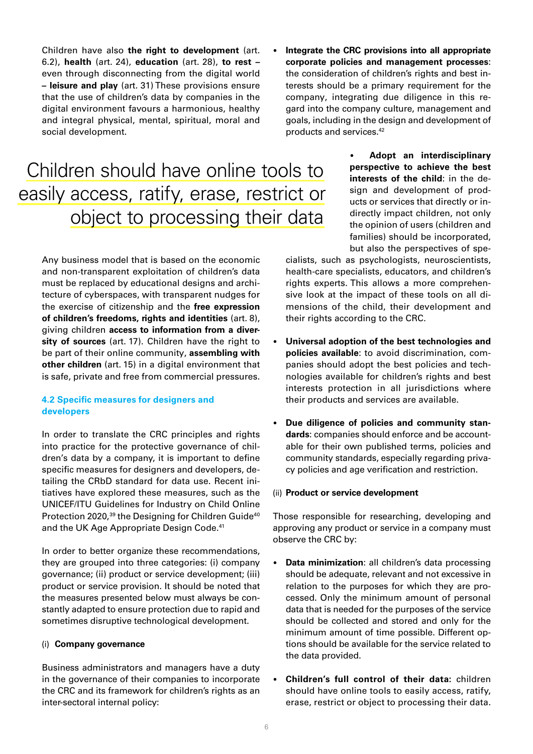Children have also **the right to development** (art. 6.2), **health** (art. 24), **education** (art. 28), **to rest** – even through disconnecting from the digital world – **leisure and play** (art. 31) These provisions ensure that the use of children's data by companies in the digital environment favours a harmonious, healthy and integral physical, mental, spiritual, moral and social development.

> Children should have online tools to easily access, ratify, erase, restrict or object to processing their data

Any business model that is based on the economic and non-transparent exploitation of children's data must be replaced by educational designs and architecture of cyberspaces, with transparent nudges for the exercise of citizenship and the **free expression of children's freedoms, rights and identities** (art. 8), giving children **access to information from a diversity of sources** (art. 17). Children have the right to be part of their online community, **assembling with other children** (art. 15) in a digital environment that is safe, private and free from commercial pressures.

### 4.2 Specific measures for designers and developers

In order to translate the CRC principles and rights into practice for the protective governance of children's data by a company, it is important to define specific measures for designers and developers, detailing the CRbD standard for data use. Recent initiatives have explored these measures, such as the UNICEF/ITU Guidelines for Industry on Child Online Protection 2020,[39] the Designing for Children Guide[40] and the UK Age Appropriate Design Code.[41]

In order to better organize these recommendations, they are grouped into three categories: (i) company governance; (ii) product or service development; (iii) product or service provision. It should be noted that the measures presented below must always be constantly adapted to ensure protection due to rapid and sometimes disruptive technological development.

#### (i) Company governance

Business administrators and managers have a duty in the governance of their companies to incorporate the CRC and its framework for children's rights as an inter-sectoral internal policy:

- **Integrate the CRC provisions into all appropriate corporate policies and management processes**: the consideration of children's rights and best interests should be a primary requirement for the company, integrating due diligence in this regard into the company culture, management and goals, including in the design and development of products and services.[42]
- **Adopt an interdisciplinary perspective to achieve the best interests of the child**: in the design and development of products or services that directly or indirectly impact children, not only the opinion of users (children and families) should be incorporated, but also the perspectives of specialists, such as psychologists, neuroscientists, health-care specialists, educators, and children's rights experts. This allows a more comprehensive look at the impact of these tools on all dimensions of the child, their development and their rights according to the CRC.
- **Universal adoption of the best technologies and policies available**: to avoid discrimination, companies should adopt the best policies and technologies available for children's rights and best interests protection in all jurisdictions where their products and services are available.
- **Due diligence of policies and community standards**: companies should enforce and be accountable for their own published terms, policies and community standards, especially regarding privacy policies and age verification and restriction.

#### (ii) Product or service development

Those responsible for researching, developing and approving any product or service in a company must observe the CRC by:

- **Data minimization**: all children's data processing should be adequate, relevant and not excessive in relation to the purposes for which they are processed. Only the minimum amount of personal data that is needed for the purposes of the service should be collected and stored and only for the minimum amount of time possible. Different options should be available for the service related to the data provided.
- **Children's full control of their data**: children should have online tools to easily access, ratify, erase, restrict or object to processing their data.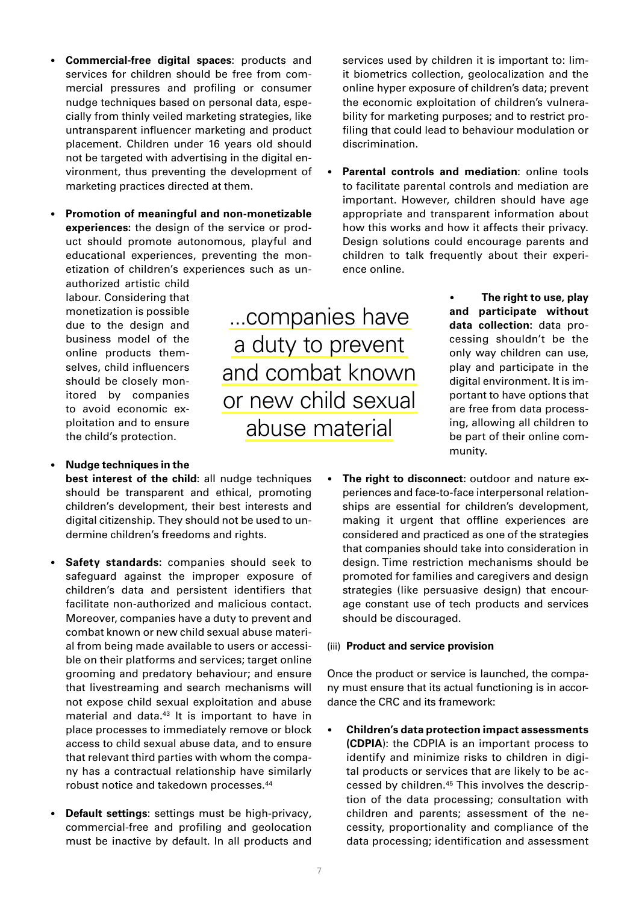- **Commercial-free digital spaces**: products and services for children should be free from commercial pressures and profiling or consumer nudge techniques based on personal data, especially from thinly veiled marketing strategies, like untransparent influencer marketing and product placement. Children under 16 years old should not be targeted with advertising in the digital environment, thus preventing the development of marketing practices directed at them.

- **Promotion of meaningful and non-monetizable experiences:** the design of the service or product should promote autonomous, playful and educational experiences, preventing the monetization of children's experiences such as unauthorized artistic child labour. Considering that monetization is possible due to the design and business model of the online products themselves, child influencers should be closely monitored by companies to avoid economic exploitation and to ensure the child's protection.

- **Nudge techniques in the best interest of the child**: all nudge techniques should be transparent and ethical, promoting children's development, their best interests and digital citizenship. They should not be used to undermine children's freedoms and rights.

- **Safety standards:** companies should seek to safeguard against the improper exposure of children's data and persistent identifiers that facilitate non-authorized and malicious contact. Moreover, companies have a duty to prevent and combat known or new child sexual abuse material from being made available to users or accessible on their platforms and services; target online grooming and predatory behaviour; and ensure that livestreaming and search mechanisms will not expose child sexual exploitation and abuse material and data.[43] It is important to have in place processes to immediately remove or block access to child sexual abuse data, and to ensure that relevant third parties with whom the company has a contractual relationship have similarly robust notice and takedown processes.[44]

- **Default settings**: settings must be high-privacy, commercial-free and profiling and geolocation must be inactive by default. In all products and services used by children it is important to: limit biometrics collection, geolocalization and the online hyper exposure of children's data; prevent the economic exploitation of children's vulnerability for marketing purposes; and to restrict profiling that could lead to behaviour modulation or discrimination.

- **Parental controls and mediation**: online tools to facilitate parental controls and mediation are important. However, children should have age appropriate and transparent information about how this works and how it affects their privacy. Design solutions could encourage parents and children to talk frequently about their experience online.

> ...companies have a duty to prevent and combat known or new child sexual abuse material

- **The right to use, play and participate without data collection:** data processing shouldn't be the only way children can use, play and participate in the digital environment. It is important to have options that are free from data processing, allowing all children to be part of their online community.

- **The right to disconnect:** outdoor and nature experiences and face-to-face interpersonal relationships are essential for children's development, making it urgent that offline experiences are considered and practiced as one of the strategies that companies should take into consideration in design. Time restriction mechanisms should be promoted for families and caregivers and design strategies (like persuasive design) that encourage constant use of tech products and services should be discouraged.

(iii) **Product and service provision**

Once the product or service is launched, the company must ensure that its actual functioning is in accordance the CRC and its framework:

- **Children's data protection impact assessments (CDPIA**): the CDPIA is an important process to identify and minimize risks to children in digital products or services that are likely to be accessed by children.[45] This involves the description of the data processing; consultation with children and parents; assessment of the necessity, proportionality and compliance of the data processing; identification and assessment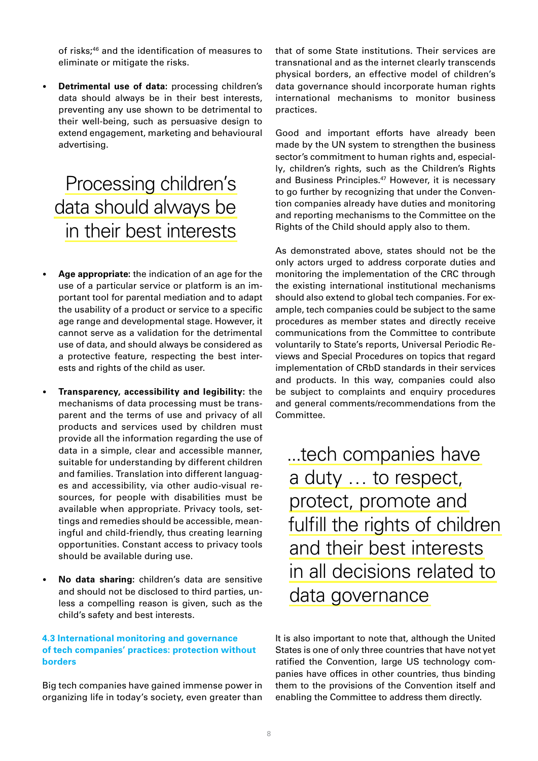of risks;[46] and the identification of measures to eliminate or mitigate the risks.

- **Detrimental use of data**: processing children's data should always be in their best interests, preventing any use shown to be detrimental to their well-being, such as persuasive design to extend engagement, marketing and behavioural advertising.

> Processing children's data should always be in their best interests

- **Age appropriate:** the indication of an age for the use of a particular service or platform is an important tool for parental mediation and to adapt the usability of a product or service to a specific age range and developmental stage. However, it cannot serve as a validation for the detrimental use of data, and should always be considered as a protective feature, respecting the best interests and rights of the child as user.

- **Transparency, accessibility and legibility:** the mechanisms of data processing must be transparent and the terms of use and privacy of all products and services used by children must provide all the information regarding the use of data in a simple, clear and accessible manner, suitable for understanding by different children and families. Translation into different languages and accessibility, via other audio-visual resources, for people with disabilities must be available when appropriate. Privacy tools, settings and remedies should be accessible, meaningful and child-friendly, thus creating learning opportunities. Constant access to privacy tools should be available during use.

- **No data sharing:** children's data are sensitive and should not be disclosed to third parties, unless a compelling reason is given, such as the child's safety and best interests.

### 4.3 International monitoring and governance of tech companies' practices: protection without borders

Big tech companies have gained immense power in organizing life in today's society, even greater than that of some State institutions. Their services are transnational and as the internet clearly transcends physical borders, an effective model of children's data governance should incorporate human rights international mechanisms to monitor business practices.

Good and important efforts have already been made by the UN system to strengthen the business sector's commitment to human rights and, especially, children's rights, such as the Children's Rights and Business Principles.[47] However, it is necessary to go further by recognizing that under the Convention companies already have duties and monitoring and reporting mechanisms to the Committee on the Rights of the Child should apply also to them.

As demonstrated above, states should not be the only actors urged to address corporate duties and monitoring the implementation of the CRC through the existing international institutional mechanisms should also extend to global tech companies. For example, tech companies could be subject to the same procedures as member states and directly receive communications from the Committee to contribute voluntarily to State's reports, Universal Periodic Reviews and Special Procedures on topics that regard implementation of CRbD standards in their services and products. In this way, companies could also be subject to complaints and enquiry procedures and general comments/recommendations from the Committee.

> ...tech companies have a duty … to respect, protect, promote and fulfill the rights of children and their best interests in all decisions related to data governance

It is also important to note that, although the United States is one of only three countries that have not yet ratified the Convention, large US technology companies have offices in other countries, thus binding them to the provisions of the Convention itself and enabling the Committee to address them directly.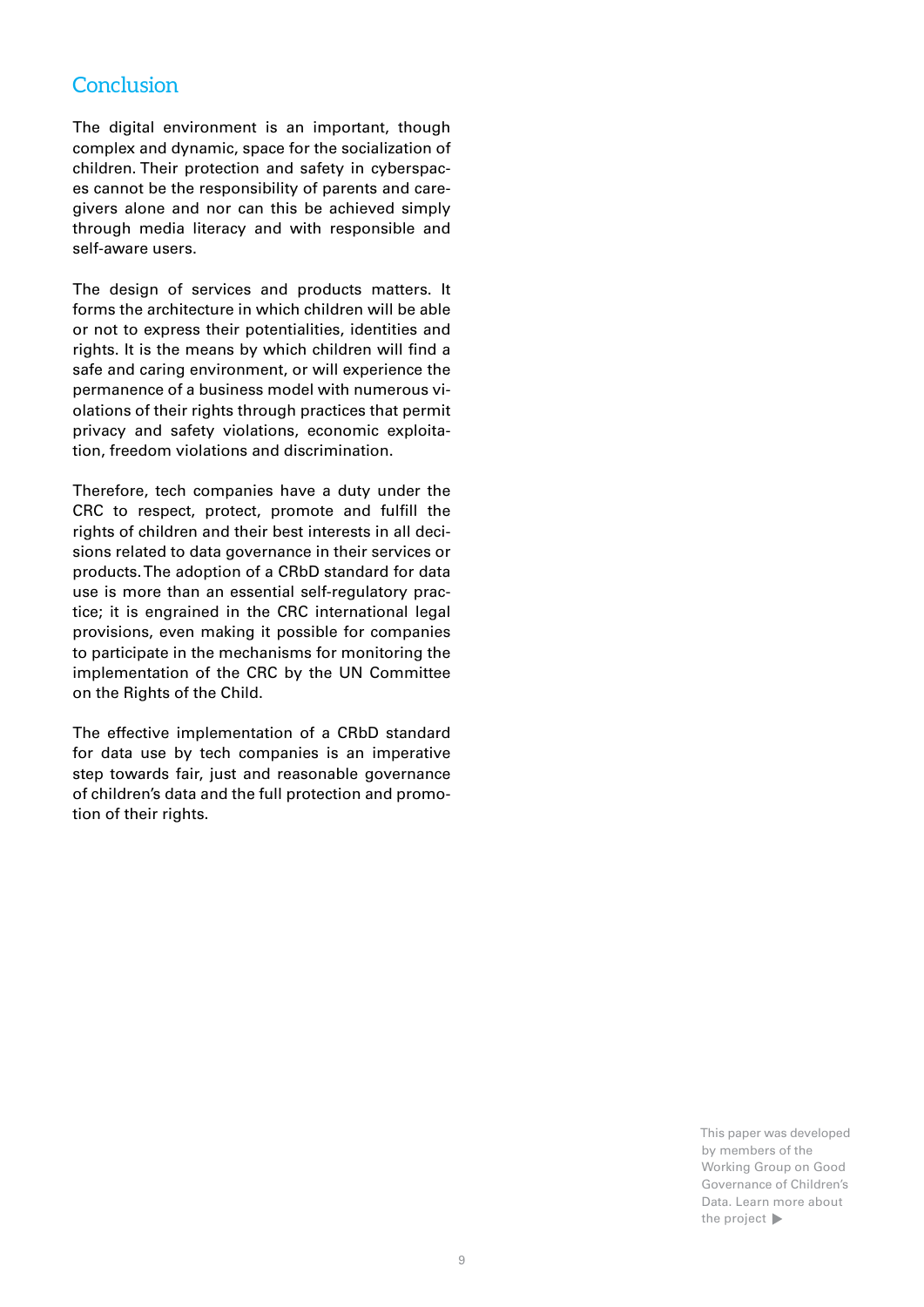## Conclusion

The digital environment is an important, though complex and dynamic, space for the socialization of children. Their protection and safety in cyberspaces cannot be the responsibility of parents and caregivers alone and nor can this be achieved simply through media literacy and with responsible and self-aware users.

The design of services and products matters. It forms the architecture in which children will be able or not to express their potentialities, identities and rights. It is the means by which children will find a safe and caring environment, or will experience the permanence of a business model with numerous violations of their rights through practices that permit privacy and safety violations, economic exploitation, freedom violations and discrimination.

Therefore, tech companies have a duty under the CRC to respect, protect, promote and fulfill the rights of children and their best interests in all decisions related to data governance in their services or products. The adoption of a CRbD standard for data use is more than an essential self-regulatory practice; it is engrained in the CRC international legal provisions, even making it possible for companies to participate in the mechanisms for monitoring the implementation of the CRC by the UN Committee on the Rights of the Child.

The effective implementation of a CRbD standard for data use by tech companies is an imperative step towards fair, just and reasonable governance of children's data and the full protection and promotion of their rights.

This paper was developed by members of the Working Group on Good Governance of Children's Data. Learn more about the project ▶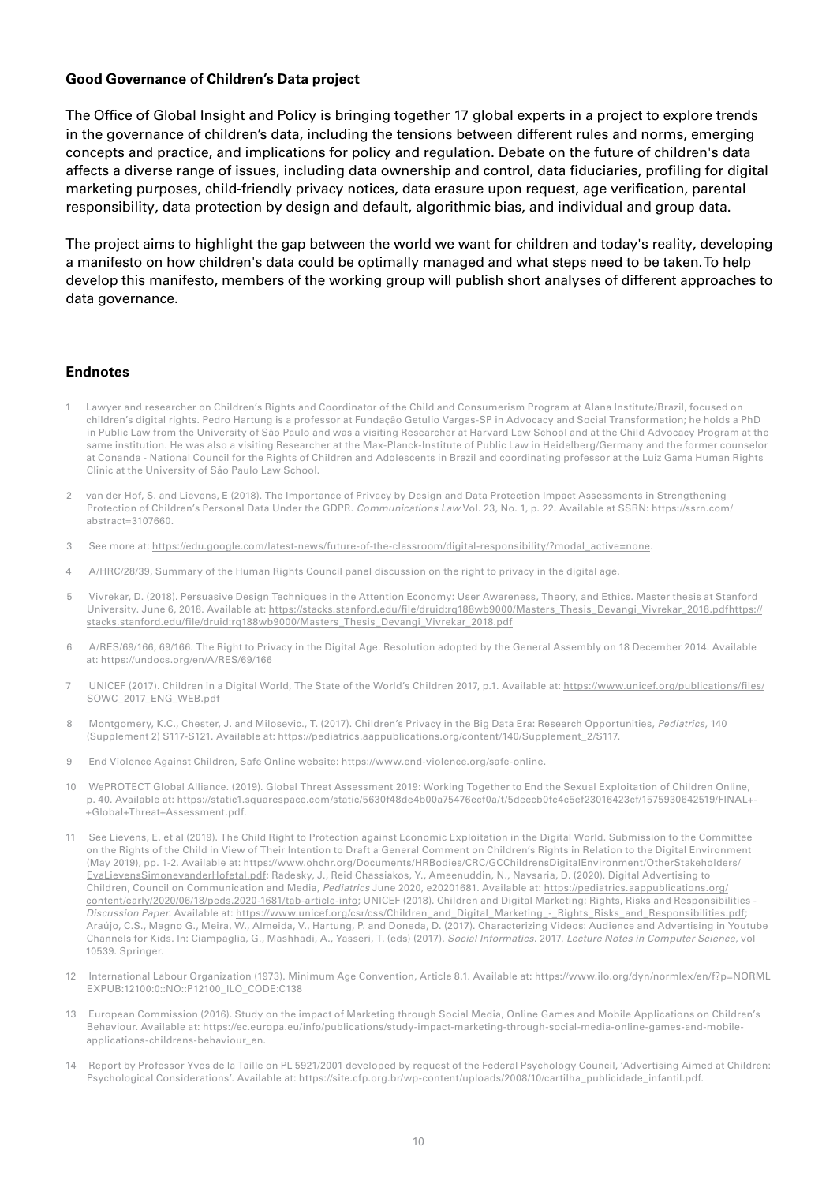### Good Governance of Children's Data project

The Office of Global Insight and Policy is bringing together 17 global experts in a project to explore trends in the governance of children's data, including the tensions between different rules and norms, emerging concepts and practice, and implications for policy and regulation. Debate on the future of children's data affects a diverse range of issues, including data ownership and control, data fiduciaries, profiling for digital marketing purposes, child-friendly privacy notices, data erasure upon request, age verification, parental responsibility, data protection by design and default, algorithmic bias, and individual and group data.

The project aims to highlight the gap between the world we want for children and today's reality, developing a manifesto on how children's data could be optimally managed and what steps need to be taken. To help develop this manifesto, members of the working group will publish short analyses of different approaches to data governance.

### Endnotes

1. Lawyer and researcher on Children's Rights and Coordinator of the Child and Consumerism Program at Alana Institute/Brazil, focused on children's digital rights. Pedro Hartung is a professor at Fundação Getulio Vargas-SP in Advocacy and Social Transformation; he holds a PhD in Public Law from the University of São Paulo and was a visiting Researcher at Harvard Law School and at the Child Advocacy Program at the same institution. He was also a visiting Researcher at the Max-Planck-Institute of Public Law in Heidelberg/Germany and the former counselor at Conanda - National Council for the Rights of Children and Adolescents in Brazil and coordinating professor at the Luiz Gama Human Rights Clinic at the University of São Paulo Law School.
2. van der Hof, S. and Lievens, E (2018). The Importance of Privacy by Design and Data Protection Impact Assessments in Strengthening Protection of Children's Personal Data Under the GDPR. *Communications Law* Vol. 23, No. 1, p. 22. Available at SSRN: https://ssrn.com/abstract=3107660.
3. See more at: https://edu.google.com/latest-news/future-of-the-classroom/digital-responsibility/?modal_active=none.
4. A/HRC/28/39, Summary of the Human Rights Council panel discussion on the right to privacy in the digital age.
5. Vivrekar, D. (2018). Persuasive Design Techniques in the Attention Economy: User Awareness, Theory, and Ethics. Master thesis at Stanford University. June 6, 2018. Available at: https://stacks.stanford.edu/file/druid:rq188wb9000/Masters_Thesis_Devangi_Vivrekar_2018.pdfhttps://stacks.stanford.edu/file/druid:rq188wb9000/Masters_Thesis_Devangi_Vivrekar_2018.pdf
6. A/RES/69/166, 69/166. The Right to Privacy in the Digital Age. Resolution adopted by the General Assembly on 18 December 2014. Available at: https://undocs.org/en/A/RES/69/166
7. UNICEF (2017). Children in a Digital World, The State of the World's Children 2017, p.1. Available at: https://www.unicef.org/publications/files/SOWC_2017_ENG_WEB.pdf
8. Montgomery, K.C., Chester, J. and Milosevic., T. (2017). Children's Privacy in the Big Data Era: Research Opportunities, *Pediatrics*, 140 (Supplement 2) S117-S121. Available at: https://pediatrics.aappublications.org/content/140/Supplement_2/S117.
9. End Violence Against Children, Safe Online website: https://www.end-violence.org/safe-online.
10. WePROTECT Global Alliance. (2019). Global Threat Assessment 2019: Working Together to End the Sexual Exploitation of Children Online, p. 40. Available at: https://static1.squarespace.com/static/5630f48de4b00a75476ecf0a/t/5deecb0fc4c5ef23016423cf/1575930642519/FINAL+-+Global+Threat+Assessment.pdf.
11. See Lievens, E. et al (2019). The Child Right to Protection against Economic Exploitation in the Digital World. Submission to the Committee on the Rights of the Child in View of Their Intention to Draft a General Comment on Children's Rights in Relation to the Digital Environment (May 2019), pp. 1-2. Available at: https://www.ohchr.org/Documents/HRBodies/CRC/GCChildrensDigitalEnvironment/OtherStakeholders/EvaLievensSimonevanderHofetal.pdf; Radesky, J., Reid Chassiakos, Y., Ameenuddin, N., Navsaria, D. (2020). Digital Advertising to Children, Council on Communication and Media, *Pediatrics* June 2020, e20201681. Available at: https://pediatrics.aappublications.org/content/early/2020/06/18/peds.2020-1681/tab-article-info; UNICEF (2018). Children and Digital Marketing: Rights, Risks and Responsibilities - *Discussion Paper*. Available at: https://www.unicef.org/csr/css/Children_and_Digital_Marketing_-_Rights_Risks_and_Responsibilities.pdf; Araújo, C.S., Magno G., Meira, W., Almeida, V., Hartung, P. and Doneda, D. (2017). Characterizing Videos: Audience and Advertising in Youtube Channels for Kids. In: Ciampaglia, G., Mashhadi, A., Yasseri, T. (eds) (2017). *Social Informatics*. 2017. *Lecture Notes in Computer Science*, vol 10539. Springer.
12. International Labour Organization (1973). Minimum Age Convention, Article 8.1. Available at: https://www.ilo.org/dyn/normlex/en/f?p=NORMLEXPUB:12100:0::NO::P12100_ILO_CODE:C138
13. European Commission (2016). Study on the impact of Marketing through Social Media, Online Games and Mobile Applications on Children's Behaviour. Available at: https://ec.europa.eu/info/publications/study-impact-marketing-through-social-media-online-games-and-mobile-applications-childrens-behaviour_en.
14. Report by Professor Yves de la Taille on PL 5921/2001 developed by request of the Federal Psychology Council, 'Advertising Aimed at Children: Psychological Considerations'. Available at: https://site.cfp.org.br/wp-content/uploads/2008/10/cartilha_publicidade_infantil.pdf.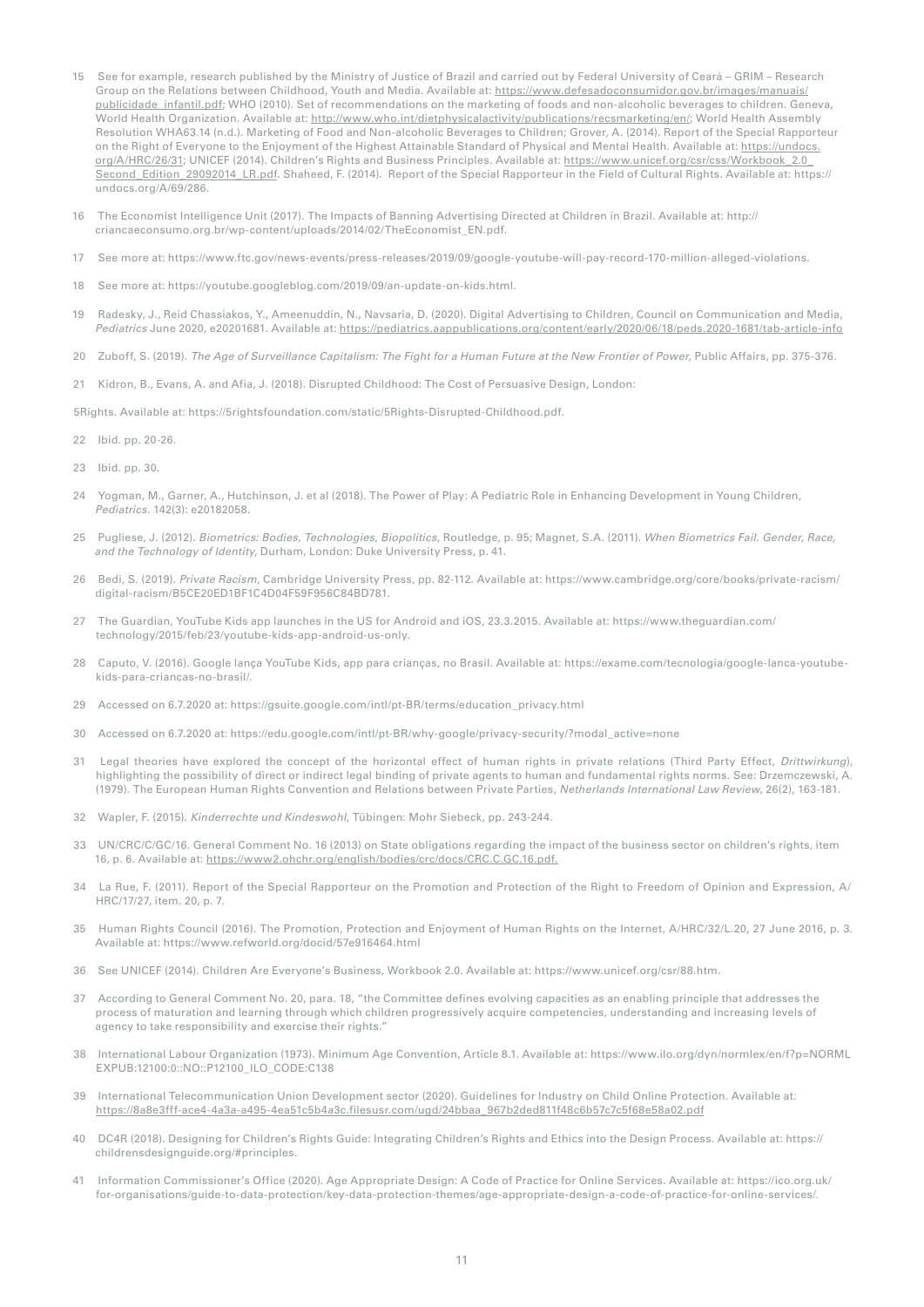15 See for example, research published by the Ministry of Justice of Brazil and carried out by Federal University of Ceará – GRIM – Research Group on the Relations between Childhood, Youth and Media. Available at: https://www.defesadoconsumidor.gov.br/images/manuais/publicidade_infantil.pdf; WHO (2010). Set of recommendations on the marketing of foods and non-alcoholic beverages to children. Geneva, World Health Organization. Available at: http://www.who.int/dietphysicalactivity/publications/recsmarketing/en/; World Health Assembly Resolution WHA63.14 (n.d.). Marketing of Food and Non-alcoholic Beverages to Children; Grover, A. (2014). Report of the Special Rapporteur on the Right of Everyone to the Enjoyment of the Highest Attainable Standard of Physical and Mental Health. Available at: https://undocs.org/A/HRC/26/31; UNICEF (2014). Children's Rights and Business Principles. Available at: https://www.unicef.org/csr/css/Workbook_2.0_Second_Edition_29092014_LR.pdf. Shaheed, F. (2014). Report of the Special Rapporteur in the Field of Cultural Rights. Available at: https://undocs.org/A/69/286.

16 The Economist Intelligence Unit (2017). The Impacts of Banning Advertising Directed at Children in Brazil. Available at: http://criancaeconsumo.org.br/wp-content/uploads/2014/02/TheEconomist_EN.pdf.

17 See more at: https://www.ftc.gov/news-events/press-releases/2019/09/google-youtube-will-pay-record-170-million-alleged-violations.

18 See more at: https://youtube.googleblog.com/2019/09/an-update-on-kids.html.

19 Radesky, J., Reid Chassiakos, Y., Ameenuddin, N., Navsaria, D. (2020). Digital Advertising to Children, Council on Communication and Media, *Pediatrics* June 2020, e20201681. Available at: https://pediatrics.aappublications.org/content/early/2020/06/18/peds.2020-1681/tab-article-info

20 Zuboff, S. (2019). *The Age of Surveillance Capitalism: The Fight for a Human Future at the New Frontier of Power*, Public Affairs, pp. 375-376.

21 Kidron, B., Evans, A. and Afia, J. (2018). Disrupted Childhood: The Cost of Persuasive Design, London:

5Rights. Available at: https://5rightsfoundation.com/static/5Rights-Disrupted-Childhood.pdf.

22 Ibid. pp. 20-26.

23 Ibid. pp. 30.

24 Yogman, M., Garner, A., Hutchinson, J. et al (2018). The Power of Play: A Pediatric Role in Enhancing Development in Young Children, *Pediatrics*. 142(3): e20182058.

25 Pugliese, J. (2012). *Biometrics: Bodies, Technologies, Biopolitics*, Routledge, p. 95; Magnet, S.A. (2011). *When Biometrics Fail. Gender, Race, and the Technology of Identity*, Durham, London: Duke University Press, p. 41.

26 Bedi, S. (2019). *Private Racism*, Cambridge University Press, pp. 82-112. Available at: https://www.cambridge.org/core/books/private-racism/digital-racism/B5CE20ED1BF1C4D04F59F956C84BD781.

27 The Guardian, YouTube Kids app launches in the US for Android and iOS, 23.3.2015. Available at: https://www.theguardian.com/technology/2015/feb/23/youtube-kids-app-android-us-only.

28 Caputo, V. (2016). Google lança YouTube Kids, app para crianças, no Brasil. Available at: https://exame.com/tecnologia/google-lanca-youtube-kids-para-criancas-no-brasil/.

29 Accessed on 6.7.2020 at: https://gsuite.google.com/intl/pt-BR/terms/education_privacy.html

30 Accessed on 6.7.2020 at: https://edu.google.com/intl/pt-BR/why-google/privacy-security/?modal_active=none

31 Legal theories have explored the concept of the horizontal effect of human rights in private relations (Third Party Effect, *Drittwirkung*), highlighting the possibility of direct or indirect legal binding of private agents to human and fundamental rights norms. See: Drzemczewski, A. (1979). The European Human Rights Convention and Relations between Private Parties, *Netherlands International Law Review*, 26(2), 163-181.

32 Wapler, F. (2015). *Kinderrechte und Kindeswohl*, Tübingen: Mohr Siebeck, pp. 243-244.

33 UN/CRC/C/GC/16. General Comment No. 16 (2013) on State obligations regarding the impact of the business sector on children's rights, item 16, p. 6. Available at: https://www2.ohchr.org/english/bodies/crc/docs/CRC.C.GC.16.pdf.

34 La Rue, F. (2011). Report of the Special Rapporteur on the Promotion and Protection of the Right to Freedom of Opinion and Expression, A/HRC/17/27, item. 20, p. 7.

35 Human Rights Council (2016). The Promotion, Protection and Enjoyment of Human Rights on the Internet, A/HRC/32/L.20, 27 June 2016, p. 3. Available at: https://www.refworld.org/docid/57e916464.html

36 See UNICEF (2014). Children Are Everyone's Business, Workbook 2.0. Available at: https://www.unicef.org/csr/88.htm.

37 According to General Comment No. 20, para. 18, "the Committee defines evolving capacities as an enabling principle that addresses the process of maturation and learning through which children progressively acquire competencies, understanding and increasing levels of agency to take responsibility and exercise their rights."

38 International Labour Organization (1973). Minimum Age Convention, Article 8.1. Available at: https://www.ilo.org/dyn/normlex/en/f?p=NORMLEXPUB:12100:0::NO::P12100_ILO_CODE:C138

39 International Telecommunication Union Development sector (2020). Guidelines for Industry on Child Online Protection. Available at: https://8a8e3fff-ace4-4a3a-a495-4ea51c5b4a3c.filesusr.com/ugd/24bbaa_967b2ded811f48c6b57c7c5f68e58a02.pdf

40 DC4R (2018). Designing for Children's Rights Guide: Integrating Children's Rights and Ethics into the Design Process. Available at: https://childrensdesignguide.org/#principles.

41 Information Commissioner's Office (2020). Age Appropriate Design: A Code of Practice for Online Services. Available at: https://ico.org.uk/for-organisations/guide-to-data-protection/key-data-protection-themes/age-appropriate-design-a-code-of-practice-for-online-services/.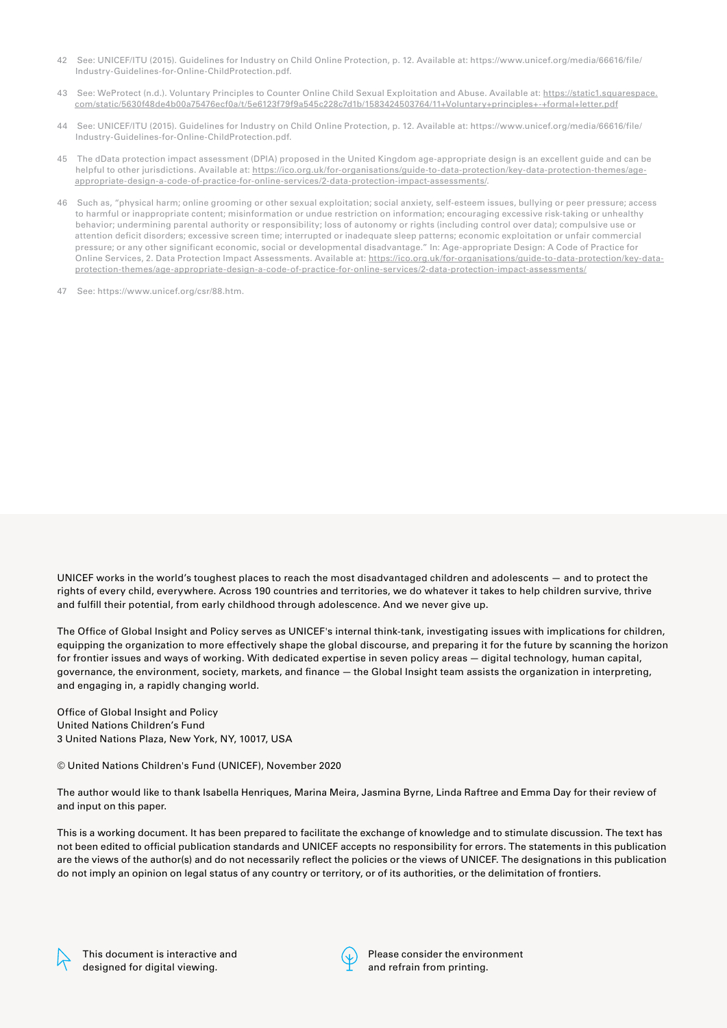42 See: UNICEF/ITU (2015). Guidelines for Industry on Child Online Protection, p. 12. Available at: https://www.unicef.org/media/66616/file/Industry-Guidelines-for-Online-ChildProtection.pdf.

43 See: WeProtect (n.d.). Voluntary Principles to Counter Online Child Sexual Exploitation and Abuse. Available at: https://static1.squarespace.com/static/5630f48de4b00a75476ecf0a/t/5e6123f79f9a545c228c7d1b/1583424503764/11+Voluntary+principles+-+formal+letter.pdf

44 See: UNICEF/ITU (2015). Guidelines for Industry on Child Online Protection, p. 12. Available at: https://www.unicef.org/media/66616/file/Industry-Guidelines-for-Online-ChildProtection.pdf.

45 The dData protection impact assessment (DPIA) proposed in the United Kingdom age-appropriate design is an excellent guide and can be helpful to other jurisdictions. Available at: https://ico.org.uk/for-organisations/guide-to-data-protection/key-data-protection-themes/age-appropriate-design-a-code-of-practice-for-online-services/2-data-protection-impact-assessments/.

46 Such as, "physical harm; online grooming or other sexual exploitation; social anxiety, self-esteem issues, bullying or peer pressure; access to harmful or inappropriate content; misinformation or undue restriction on information; encouraging excessive risk-taking or unhealthy behavior; undermining parental authority or responsibility; loss of autonomy or rights (including control over data); compulsive use or attention deficit disorders; excessive screen time; interrupted or inadequate sleep patterns; economic exploitation or unfair commercial pressure; or any other significant economic, social or developmental disadvantage." In: Age-appropriate Design: A Code of Practice for Online Services, 2. Data Protection Impact Assessments. Available at: https://ico.org.uk/for-organisations/guide-to-data-protection/key-data-protection-themes/age-appropriate-design-a-code-of-practice-for-online-services/2-data-protection-impact-assessments/

47 See: https://www.unicef.org/csr/88.htm.

UNICEF works in the world's toughest places to reach the most disadvantaged children and adolescents — and to protect the rights of every child, everywhere. Across 190 countries and territories, we do whatever it takes to help children survive, thrive and fulfill their potential, from early childhood through adolescence. And we never give up.

The Office of Global Insight and Policy serves as UNICEF's internal think-tank, investigating issues with implications for children, equipping the organization to more effectively shape the global discourse, and preparing it for the future by scanning the horizon for frontier issues and ways of working. With dedicated expertise in seven policy areas — digital technology, human capital, governance, the environment, society, markets, and finance — the Global Insight team assists the organization in interpreting, and engaging in, a rapidly changing world.

Office of Global Insight and Policy
United Nations Children's Fund
3 United Nations Plaza, New York, NY, 10017, USA

© United Nations Children's Fund (UNICEF), November 2020

The author would like to thank Isabella Henriques, Marina Meira, Jasmina Byrne, Linda Raftree and Emma Day for their review of and input on this paper.

This is a working document. It has been prepared to facilitate the exchange of knowledge and to stimulate discussion. The text has not been edited to official publication standards and UNICEF accepts no responsibility for errors. The statements in this publication are the views of the author(s) and do not necessarily reflect the policies or the views of UNICEF. The designations in this publication do not imply an opinion on legal status of any country or territory, or of its authorities, or the delimitation of frontiers.

This document is interactive and designed for digital viewing.

Please consider the environment and refrain from printing.